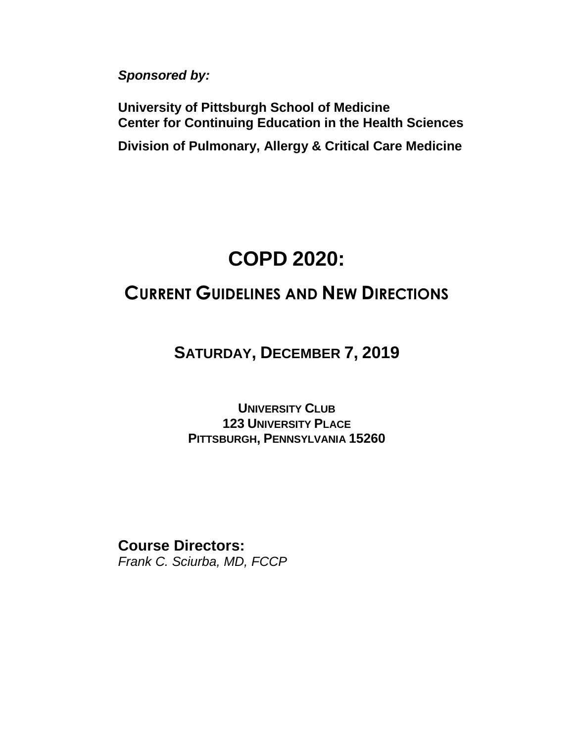***Sponsored by:***

**University of Pittsburgh School of Medicine**
**Center for Continuing Education in the Health Sciences**

**Division of Pulmonary, Allergy & Critical Care Medicine**

# COPD 2020:

## CURRENT GUIDELINES AND NEW DIRECTIONS

### SATURDAY, DECEMBER 7, 2019

**UNIVERSITY CLUB**
**123 UNIVERSITY PLACE**
**PITTSBURGH, PENNSYLVANIA 15260**

**Course Directors:**
*Frank C. Sciurba, MD, FCCP*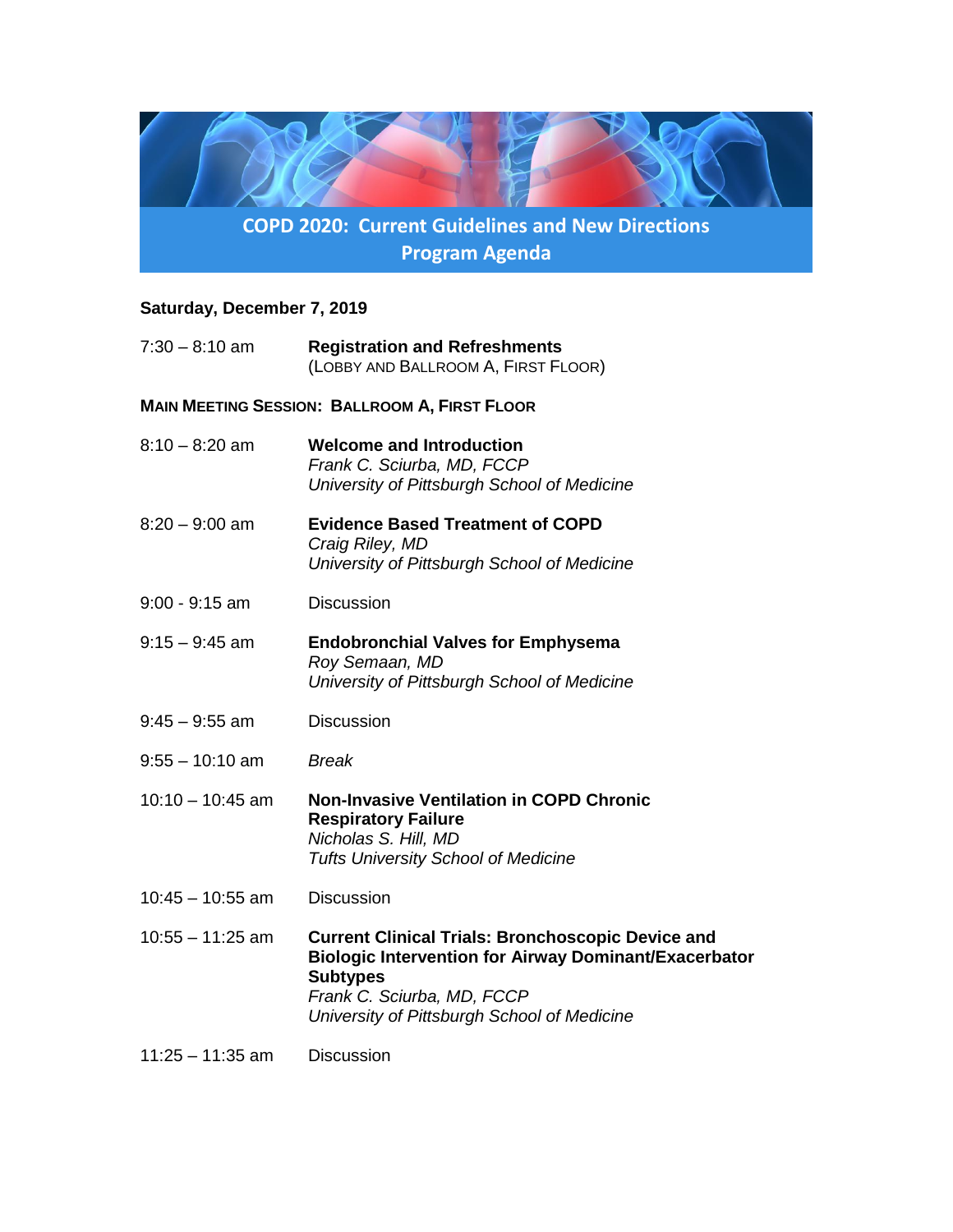# COPD 2020: Current Guidelines and New Directions
## Program Agenda

**Saturday, December 7, 2019**

7:30 – 8:10 am **Registration and Refreshments**
(Lobby and Ballroom A, First Floor)

**Main Meeting Session: Ballroom A, First Floor**

8:10 – 8:20 am **Welcome and Introduction**
*Frank C. Sciurba, MD, FCCP*
*University of Pittsburgh School of Medicine*

8:20 – 9:00 am **Evidence Based Treatment of COPD**
*Craig Riley, MD*
*University of Pittsburgh School of Medicine*

9:00 - 9:15 am Discussion

9:15 – 9:45 am **Endobronchial Valves for Emphysema**
*Roy Semaan, MD*
*University of Pittsburgh School of Medicine*

9:45 – 9:55 am Discussion

9:55 – 10:10 am *Break*

10:10 – 10:45 am **Non-Invasive Ventilation in COPD Chronic Respiratory Failure**
*Nicholas S. Hill, MD*
*Tufts University School of Medicine*

10:45 – 10:55 am Discussion

10:55 – 11:25 am **Current Clinical Trials: Bronchoscopic Device and Biologic Intervention for Airway Dominant/Exacerbator Subtypes**
*Frank C. Sciurba, MD, FCCP*
*University of Pittsburgh School of Medicine*

11:25 – 11:35 am Discussion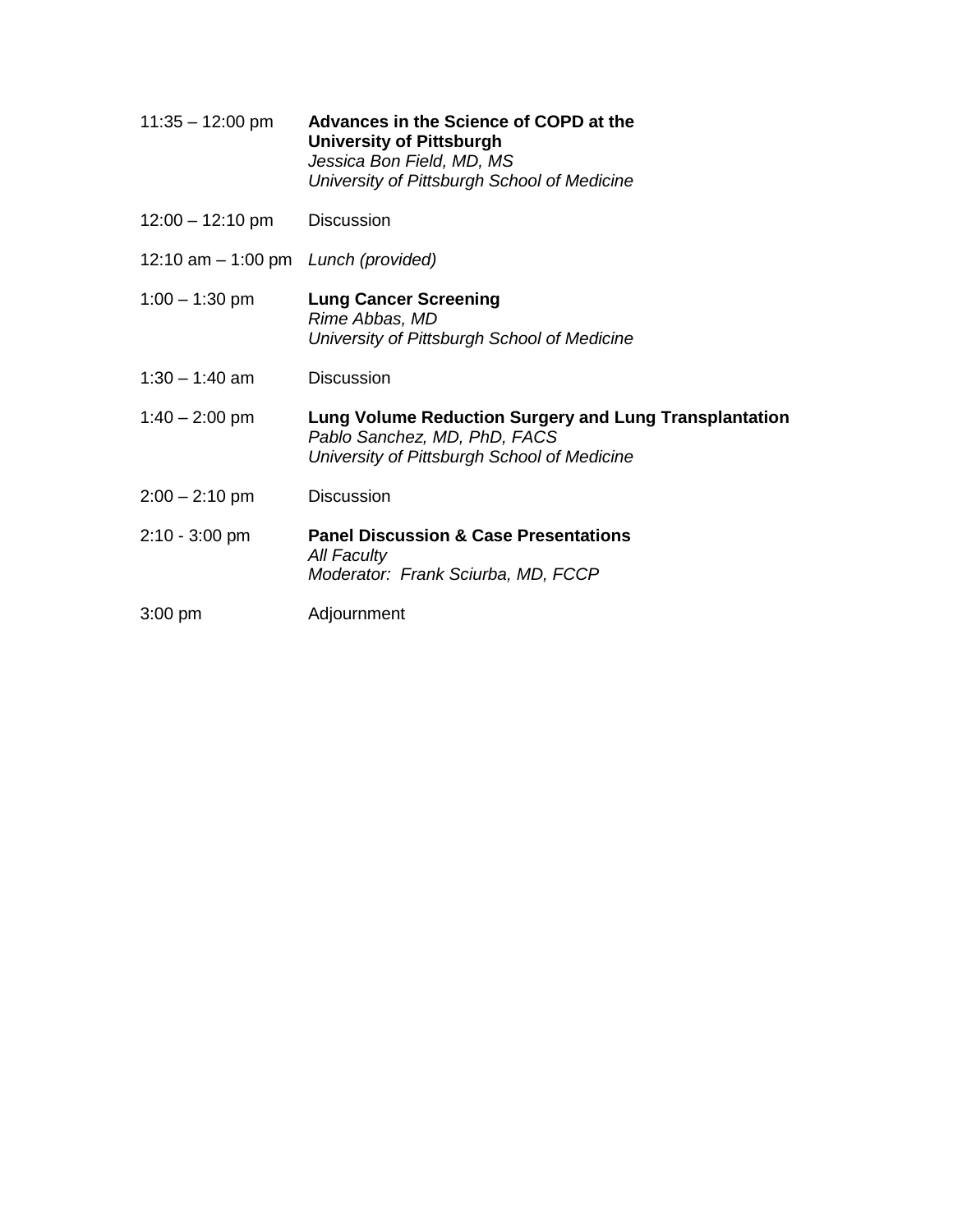| | |
|---|---|
| 11:35 – 12:00 pm | **Advances in the Science of COPD at the University of Pittsburgh**<br>*Jessica Bon Field, MD, MS*<br>*University of Pittsburgh School of Medicine* |
| 12:00 – 12:10 pm | Discussion |
| 12:10 am – 1:00 pm | *Lunch (provided)* |
| 1:00 – 1:30 pm | **Lung Cancer Screening**<br>*Rime Abbas, MD*<br>*University of Pittsburgh School of Medicine* |
| 1:30 – 1:40 am | Discussion |
| 1:40 – 2:00 pm | **Lung Volume Reduction Surgery and Lung Transplantation**<br>*Pablo Sanchez, MD, PhD, FACS*<br>*University of Pittsburgh School of Medicine* |
| 2:00 – 2:10 pm | Discussion |
| 2:10 - 3:00 pm | **Panel Discussion & Case Presentations**<br>*All Faculty*<br>*Moderator: Frank Sciurba, MD, FCCP* |
| 3:00 pm | Adjournment |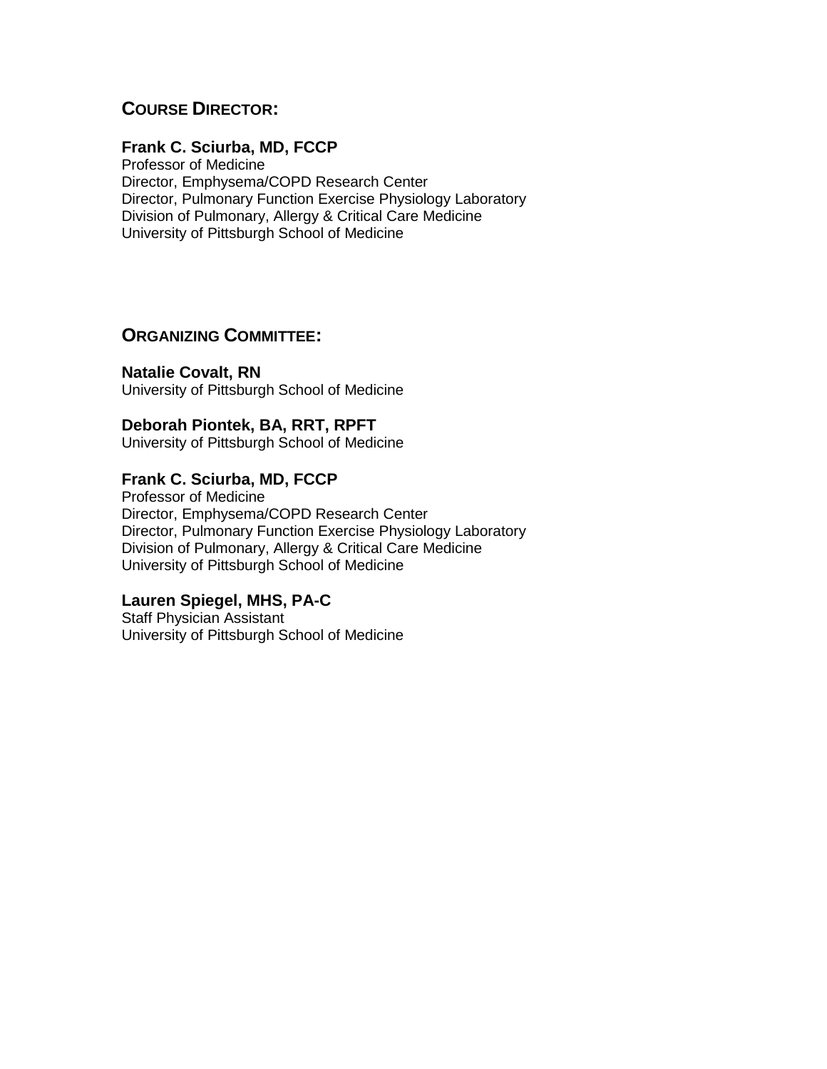## Course Director:

**Frank C. Sciurba, MD, FCCP**
Professor of Medicine
Director, Emphysema/COPD Research Center
Director, Pulmonary Function Exercise Physiology Laboratory
Division of Pulmonary, Allergy & Critical Care Medicine
University of Pittsburgh School of Medicine

## Organizing Committee:

**Natalie Covalt, RN**
University of Pittsburgh School of Medicine

**Deborah Piontek, BA, RRT, RPFT**
University of Pittsburgh School of Medicine

**Frank C. Sciurba, MD, FCCP**
Professor of Medicine
Director, Emphysema/COPD Research Center
Director, Pulmonary Function Exercise Physiology Laboratory
Division of Pulmonary, Allergy & Critical Care Medicine
University of Pittsburgh School of Medicine

**Lauren Spiegel, MHS, PA-C**
Staff Physician Assistant
University of Pittsburgh School of Medicine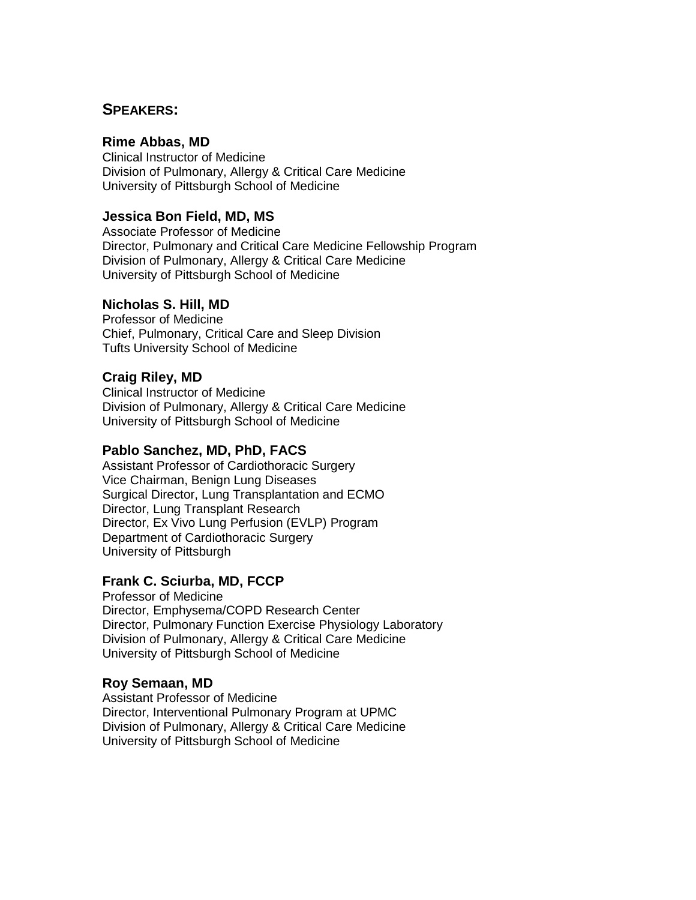## SPEAKERS:

**Rime Abbas, MD**
Clinical Instructor of Medicine
Division of Pulmonary, Allergy & Critical Care Medicine
University of Pittsburgh School of Medicine

**Jessica Bon Field, MD, MS**
Associate Professor of Medicine
Director, Pulmonary and Critical Care Medicine Fellowship Program
Division of Pulmonary, Allergy & Critical Care Medicine
University of Pittsburgh School of Medicine

**Nicholas S. Hill, MD**
Professor of Medicine
Chief, Pulmonary, Critical Care and Sleep Division
Tufts University School of Medicine

**Craig Riley, MD**
Clinical Instructor of Medicine
Division of Pulmonary, Allergy & Critical Care Medicine
University of Pittsburgh School of Medicine

**Pablo Sanchez, MD, PhD, FACS**
Assistant Professor of Cardiothoracic Surgery
Vice Chairman, Benign Lung Diseases
Surgical Director, Lung Transplantation and ECMO
Director, Lung Transplant Research
Director, Ex Vivo Lung Perfusion (EVLP) Program
Department of Cardiothoracic Surgery
University of Pittsburgh

**Frank C. Sciurba, MD, FCCP**
Professor of Medicine
Director, Emphysema/COPD Research Center
Director, Pulmonary Function Exercise Physiology Laboratory
Division of Pulmonary, Allergy & Critical Care Medicine
University of Pittsburgh School of Medicine

**Roy Semaan, MD**
Assistant Professor of Medicine
Director, Interventional Pulmonary Program at UPMC
Division of Pulmonary, Allergy & Critical Care Medicine
University of Pittsburgh School of Medicine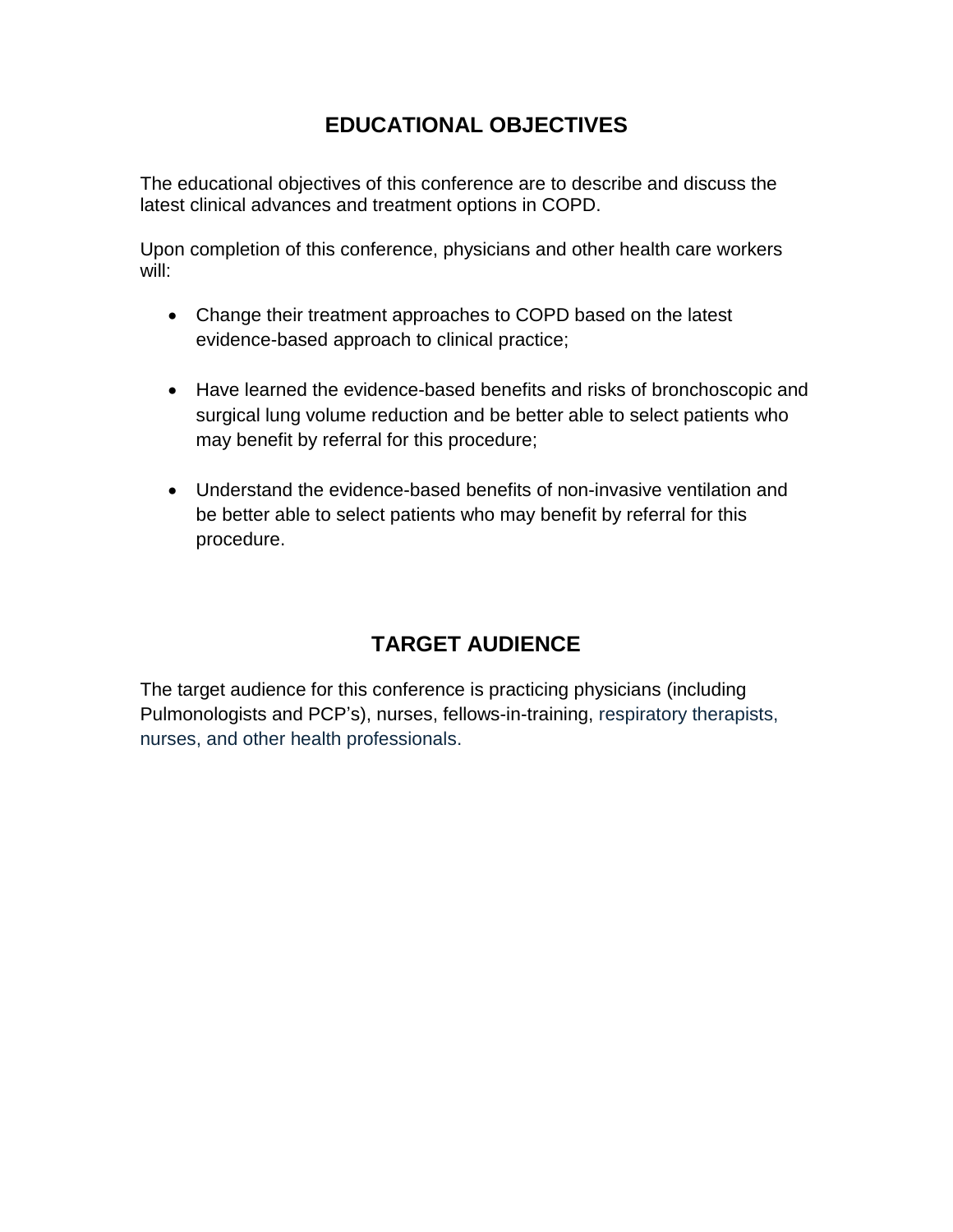## EDUCATIONAL OBJECTIVES

The educational objectives of this conference are to describe and discuss the latest clinical advances and treatment options in COPD.

Upon completion of this conference, physicians and other health care workers will:

- Change their treatment approaches to COPD based on the latest evidence-based approach to clinical practice;
- Have learned the evidence-based benefits and risks of bronchoscopic and surgical lung volume reduction and be better able to select patients who may benefit by referral for this procedure;
- Understand the evidence-based benefits of non-invasive ventilation and be better able to select patients who may benefit by referral for this procedure.

## TARGET AUDIENCE

The target audience for this conference is practicing physicians (including Pulmonologists and PCP's), nurses, fellows-in-training, respiratory therapists, nurses, and other health professionals.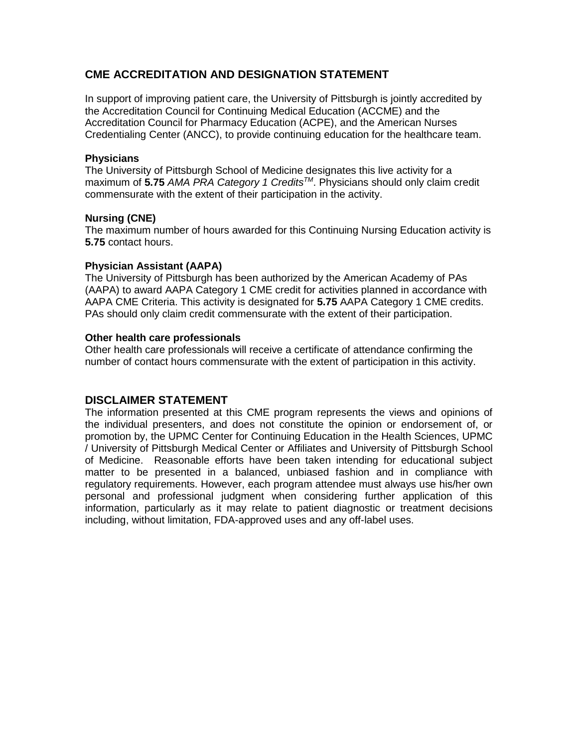## CME ACCREDITATION AND DESIGNATION STATEMENT

In support of improving patient care, the University of Pittsburgh is jointly accredited by the Accreditation Council for Continuing Medical Education (ACCME) and the Accreditation Council for Pharmacy Education (ACPE), and the American Nurses Credentialing Center (ANCC), to provide continuing education for the healthcare team.

**Physicians**
The University of Pittsburgh School of Medicine designates this live activity for a maximum of **5.75** *AMA PRA Category 1 Credits™*. Physicians should only claim credit commensurate with the extent of their participation in the activity.

**Nursing (CNE)**
The maximum number of hours awarded for this Continuing Nursing Education activity is **5.75** contact hours.

**Physician Assistant (AAPA)**
The University of Pittsburgh has been authorized by the American Academy of PAs (AAPA) to award AAPA Category 1 CME credit for activities planned in accordance with AAPA CME Criteria. This activity is designated for **5.75** AAPA Category 1 CME credits. PAs should only claim credit commensurate with the extent of their participation.

**Other health care professionals**
Other health care professionals will receive a certificate of attendance confirming the number of contact hours commensurate with the extent of participation in this activity.

## DISCLAIMER STATEMENT

The information presented at this CME program represents the views and opinions of the individual presenters, and does not constitute the opinion or endorsement of, or promotion by, the UPMC Center for Continuing Education in the Health Sciences, UPMC / University of Pittsburgh Medical Center or Affiliates and University of Pittsburgh School of Medicine. Reasonable efforts have been taken intending for educational subject matter to be presented in a balanced, unbiased fashion and in compliance with regulatory requirements. However, each program attendee must always use his/her own personal and professional judgment when considering further application of this information, particularly as it may relate to patient diagnostic or treatment decisions including, without limitation, FDA-approved uses and any off-label uses.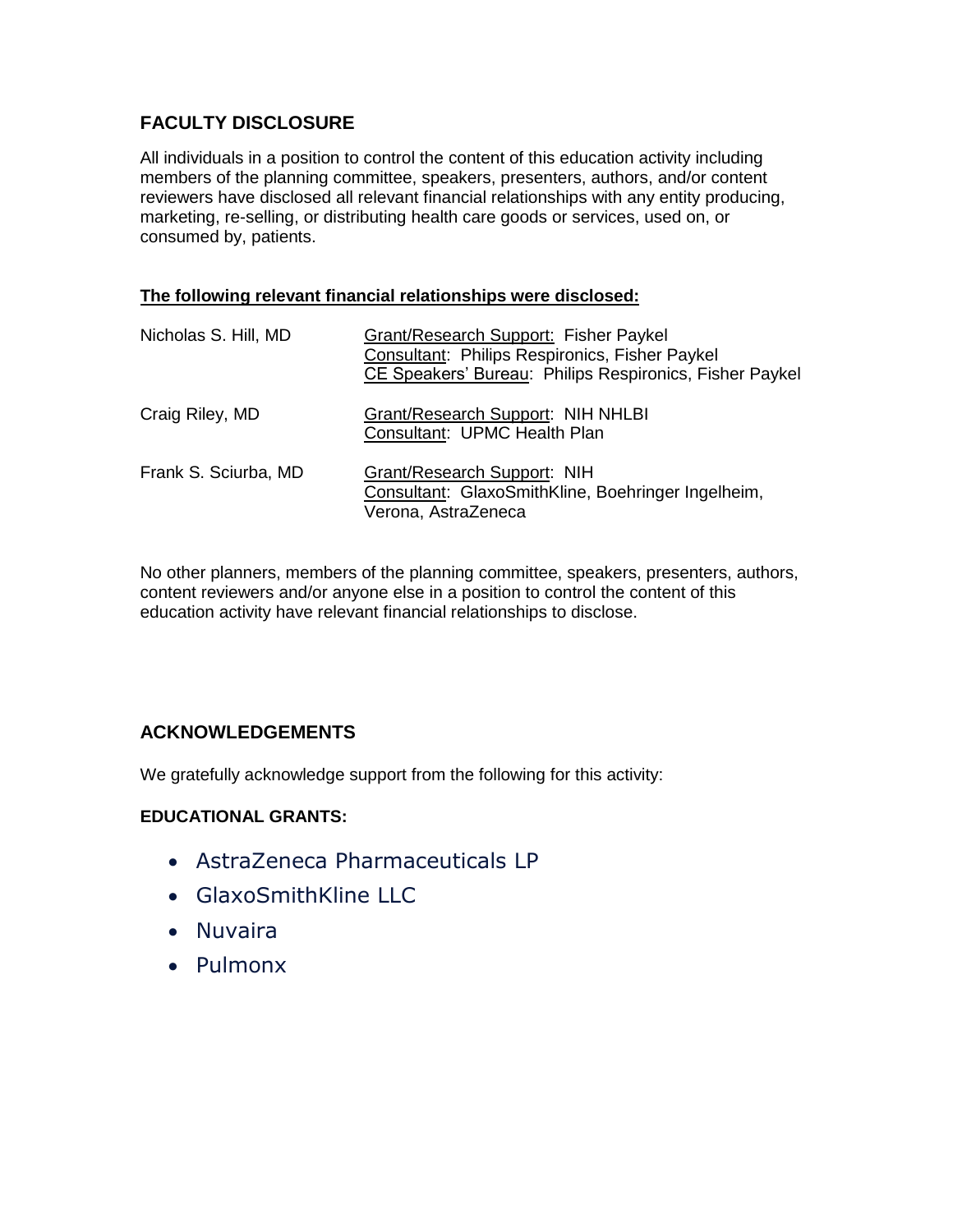## FACULTY DISCLOSURE

All individuals in a position to control the content of this education activity including members of the planning committee, speakers, presenters, authors, and/or content reviewers have disclosed all relevant financial relationships with any entity producing, marketing, re-selling, or distributing health care goods or services, used on, or consumed by, patients.

**The following relevant financial relationships were disclosed:**

| | |
|---|---|
| Nicholas S. Hill, MD | Grant/Research Support: Fisher Paykel<br>Consultant: Philips Respironics, Fisher Paykel<br>CE Speakers' Bureau: Philips Respironics, Fisher Paykel |
| Craig Riley, MD | Grant/Research Support: NIH NHLBI<br>Consultant: UPMC Health Plan |
| Frank S. Sciurba, MD | Grant/Research Support: NIH<br>Consultant: GlaxoSmithKline, Boehringer Ingelheim, Verona, AstraZeneca |

No other planners, members of the planning committee, speakers, presenters, authors, content reviewers and/or anyone else in a position to control the content of this education activity have relevant financial relationships to disclose.

## ACKNOWLEDGEMENTS

We gratefully acknowledge support from the following for this activity:

**EDUCATIONAL GRANTS:**

- AstraZeneca Pharmaceuticals LP
- GlaxoSmithKline LLC
- Nuvaira
- Pulmonx